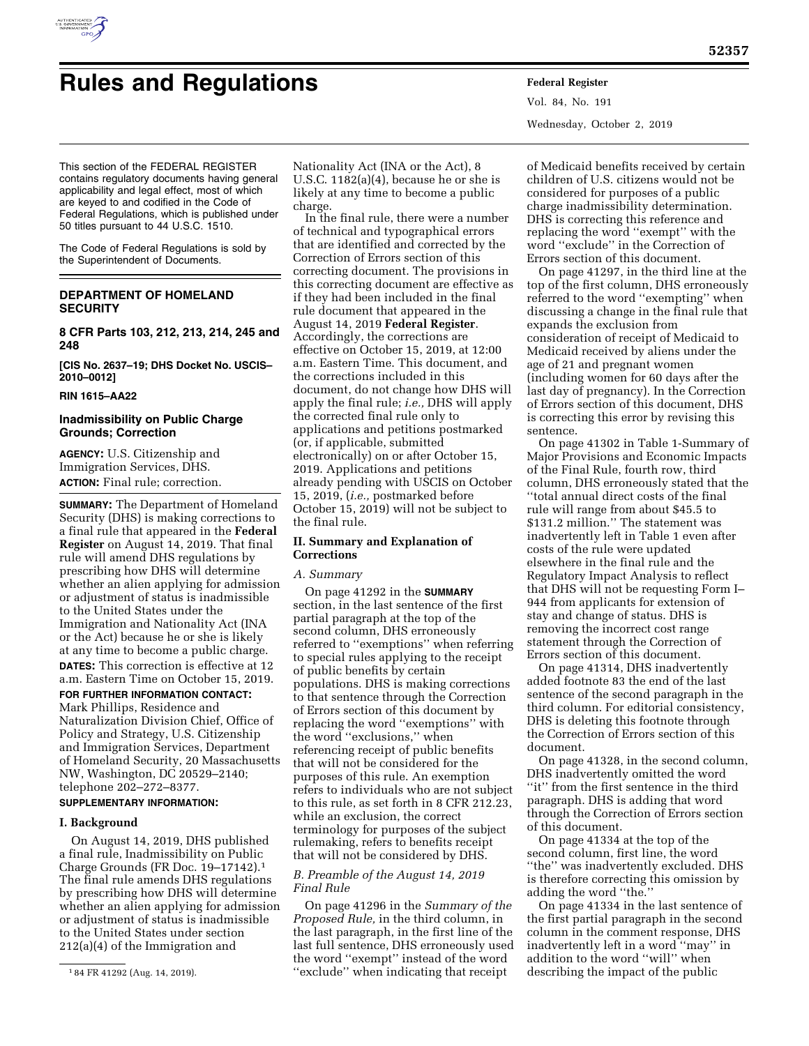# Rules and Regulations

This section of the FEDERAL REGISTER contains regulatory documents having general applicability and legal effect, most of which are keyed to and codified in the Code of Federal Regulations, which is published under 50 titles pursuant to 44 U.S.C. 1510.

The Code of Federal Regulations is sold by the Superintendent of Documents.

## DEPARTMENT OF HOMELAND SECURITY

### 8 CFR Parts 103, 212, 213, 214, 245 and 248

**[CIS No. 2637–19; DHS Docket No. USCIS–2010–0012]**

**RIN 1615–AA22**

### Inadmissibility on Public Charge Grounds; Correction

**AGENCY:** U.S. Citizenship and Immigration Services, DHS.

**ACTION:** Final rule; correction.

**SUMMARY:** The Department of Homeland Security (DHS) is making corrections to a final rule that appeared in the **Federal Register** on August 14, 2019. That final rule will amend DHS regulations by prescribing how DHS will determine whether an alien applying for admission or adjustment of status is inadmissible to the United States under the Immigration and Nationality Act (INA or the Act) because he or she is likely at any time to become a public charge.

**DATES:** This correction is effective at 12 a.m. Eastern Time on October 15, 2019.

**FOR FURTHER INFORMATION CONTACT:** Mark Phillips, Residence and Naturalization Division Chief, Office of Policy and Strategy, U.S. Citizenship and Immigration Services, Department of Homeland Security, 20 Massachusetts NW, Washington, DC 20529–2140; telephone 202–272–8377.

**SUPPLEMENTARY INFORMATION:**

### I. Background

On August 14, 2019, DHS published a final rule, Inadmissibility on Public Charge Grounds (FR Doc. 19–17142).[1] The final rule amends DHS regulations by prescribing how DHS will determine whether an alien applying for admission or adjustment of status is inadmissible to the United States under section 212(a)(4) of the Immigration and Nationality Act (INA or the Act), 8 U.S.C. 1182(a)(4), because he or she is likely at any time to become a public charge.

In the final rule, there were a number of technical and typographical errors that are identified and corrected by the Correction of Errors section of this correcting document. The provisions in this correcting document are effective as if they had been included in the final rule document that appeared in the August 14, 2019 **Federal Register**. Accordingly, the corrections are effective on October 15, 2019, at 12:00 a.m. Eastern Time. This document, and the corrections included in this document, do not change how DHS will apply the final rule; *i.e.,* DHS will apply the corrected final rule only to applications and petitions postmarked (or, if applicable, submitted electronically) on or after October 15, 2019. Applications and petitions already pending with USCIS on October 15, 2019, (*i.e.,* postmarked before October 15, 2019) will not be subject to the final rule.

### II. Summary and Explanation of Corrections

#### *A. Summary*

On page 41292 in the **SUMMARY** section, in the last sentence of the first partial paragraph at the top of the second column, DHS erroneously referred to "exemptions" when referring to special rules applying to the receipt of public benefits by certain populations. DHS is making corrections to that sentence through the Correction of Errors section of this document by replacing the word "exemptions" with the word "exclusions," when referencing receipt of public benefits that will not be considered for the purposes of this rule. An exemption refers to individuals who are not subject to this rule, as set forth in 8 CFR 212.23, while an exclusion, the correct terminology for purposes of the subject rulemaking, refers to benefits receipt that will not be considered by DHS.

#### *B. Preamble of the August 14, 2019 Final Rule*

On page 41296 in the *Summary of the Proposed Rule,* in the third column, in the last paragraph, in the first line of the last full sentence, DHS erroneously used the word "exempt" instead of the word "exclude" when indicating that receipt of Medicaid benefits received by certain children of U.S. citizens would not be considered for purposes of a public charge inadmissibility determination. DHS is correcting this reference and replacing the word "exempt" with the word "exclude" in the Correction of Errors section of this document.

On page 41297, in the third line at the top of the first column, DHS erroneously referred to the word "exempting" when discussing a change in the final rule that expands the exclusion from consideration of receipt of Medicaid to Medicaid received by aliens under the age of 21 and pregnant women (including women for 60 days after the last day of pregnancy). In the Correction of Errors section of this document, DHS is correcting this error by revising this sentence.

On page 41302 in Table 1-Summary of Major Provisions and Economic Impacts of the Final Rule, fourth row, third column, DHS erroneously stated that the "total annual direct costs of the final rule will range from about $45.5 to $131.2 million." The statement was inadvertently left in Table 1 even after costs of the rule were updated elsewhere in the final rule and the Regulatory Impact Analysis to reflect that DHS will not be requesting Form I–944 from applicants for extension of stay and change of status. DHS is removing the incorrect cost range statement through the Correction of Errors section of this document.

On page 41314, DHS inadvertently added footnote 83 the end of the last sentence of the second paragraph in the third column. For editorial consistency, DHS is deleting this footnote through the Correction of Errors section of this document.

On page 41328, in the second column, DHS inadvertently omitted the word "it" from the first sentence in the third paragraph. DHS is adding that word through the Correction of Errors section of this document.

On page 41334 at the top of the second column, first line, the word "the" was inadvertently excluded. DHS is therefore correcting this omission by adding the word "the."

On page 41334 in the last sentence of the first partial paragraph in the second column in the comment response, DHS inadvertently left in a word "may" in addition to the word "will" when describing the impact of the public

[1] 84 FR 41292 (Aug. 14, 2019).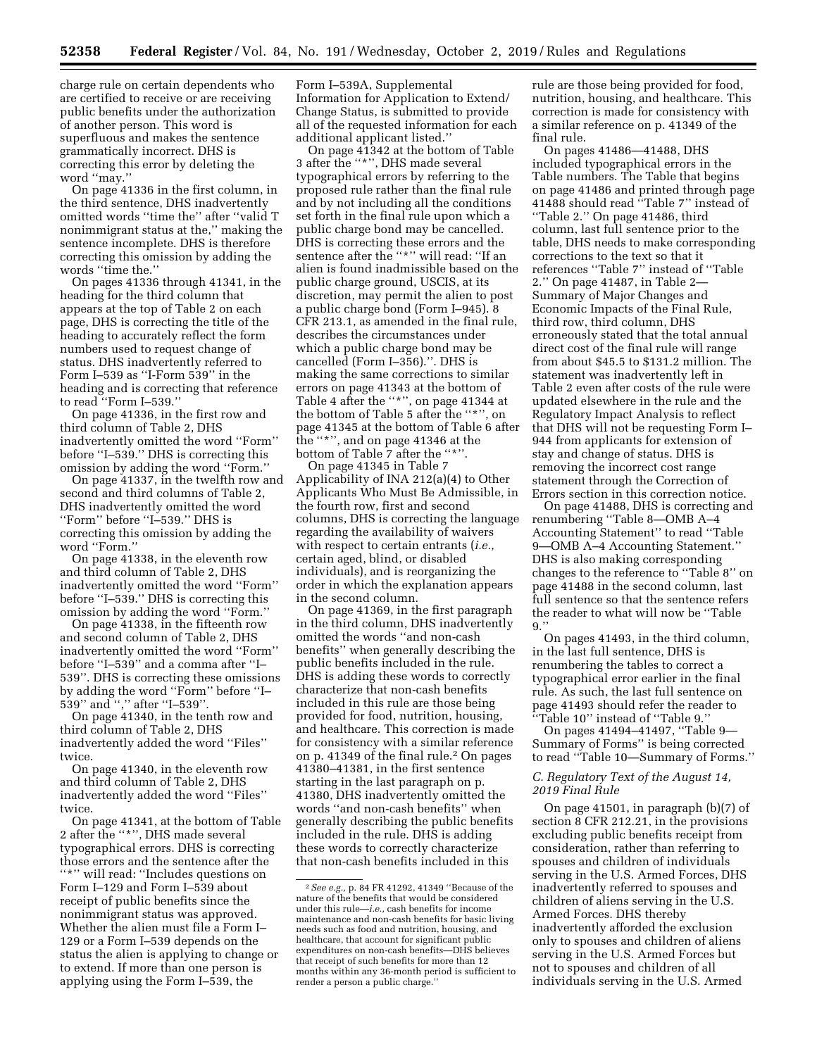charge rule on certain dependents who are certified to receive or are receiving public benefits under the authorization of another person. This word is superfluous and makes the sentence grammatically incorrect. DHS is correcting this error by deleting the word "may."

On page 41336 in the first column, in the third sentence, DHS inadvertently omitted words "time the" after "valid T nonimmigrant status at the," making the sentence incomplete. DHS is therefore correcting this omission by adding the words "time the."

On pages 41336 through 41341, in the heading for the third column that appears at the top of Table 2 on each page, DHS is correcting the title of the heading to accurately reflect the form numbers used to request change of status. DHS inadvertently referred to Form I–539 as "I-Form 539" in the heading and is correcting that reference to read "Form I–539."

On page 41336, in the first row and third column of Table 2, DHS inadvertently omitted the word "Form" before "I–539." DHS is correcting this omission by adding the word "Form."

On page 41337, in the twelfth row and second and third columns of Table 2, DHS inadvertently omitted the word "Form" before "I–539." DHS is correcting this omission by adding the word "Form."

On page 41338, in the eleventh row and third column of Table 2, DHS inadvertently omitted the word "Form" before "I–539." DHS is correcting this omission by adding the word "Form."

On page 41338, in the fifteenth row and second column of Table 2, DHS inadvertently omitted the word "Form" before "I–539" and a comma after "I–539". DHS is correcting these omissions by adding the word "Form" before "I–539" and "," after "I–539".

On page 41340, in the tenth row and third column of Table 2, DHS inadvertently added the word "Files" twice.

On page 41340, in the eleventh row and third column of Table 2, DHS inadvertently added the word "Files" twice.

On page 41341, at the bottom of Table 2 after the "*", DHS made several typographical errors. DHS is correcting those errors and the sentence after the "*" will read: "Includes questions on Form I–129 and Form I–539 about receipt of public benefits since the nonimmigrant status was approved. Whether the alien must file a Form I–129 or a Form I–539 depends on the status the alien is applying to change or to extend. If more than one person is applying using the Form I–539, the Form I–539A, Supplemental Information for Application to Extend/Change Status, is submitted to provide all of the requested information for each additional applicant listed."

On page 41342 at the bottom of Table 3 after the "*", DHS made several typographical errors by referring to the proposed rule rather than the final rule and by not including all the conditions set forth in the final rule upon which a public charge bond may be cancelled. DHS is correcting these errors and the sentence after the "*" will read: "If an alien is found inadmissible based on the public charge ground, USCIS, at its discretion, may permit the alien to post a public charge bond (Form I–945). 8 CFR 213.1, as amended in the final rule, describes the circumstances under which a public charge bond may be cancelled (Form I–356).". DHS is making the same corrections to similar errors on page 41343 at the bottom of Table 4 after the "*", on page 41344 at the bottom of Table 5 after the "*", on page 41345 at the bottom of Table 6 after the "*", and on page 41346 at the bottom of Table 7 after the "*".

On page 41345 in Table 7 Applicability of INA 212(a)(4) to Other Applicants Who Must Be Admissible, in the fourth row, first and second columns, DHS is correcting the language regarding the availability of waivers with respect to certain entrants (*i.e.,* certain aged, blind, or disabled individuals), and is reorganizing the order in which the explanation appears in the second column.

On page 41369, in the first paragraph in the third column, DHS inadvertently omitted the words "and non-cash benefits" when generally describing the public benefits included in the rule. DHS is adding these words to correctly characterize that non-cash benefits included in this rule are those being provided for food, nutrition, housing, and healthcare. This correction is made for consistency with a similar reference on p. 41349 of the final rule.[2] On pages 41380–41381, in the first sentence starting in the last paragraph on p. 41380, DHS inadvertently omitted the words "and non-cash benefits" when generally describing the public benefits included in the rule. DHS is adding these words to correctly characterize that non-cash benefits included in this rule are those being provided for food, nutrition, housing, and healthcare. This correction is made for consistency with a similar reference on p. 41349 of the final rule.

On pages 41486—41488, DHS included typographical errors in the Table numbers. The Table that begins on page 41486 and printed through page 41488 should read "Table 7" instead of "Table 2." On page 41486, third column, last full sentence prior to the table, DHS needs to make corresponding corrections to the text so that it references "Table 7" instead of "Table 2." On page 41487, in Table 2—Summary of Major Changes and Economic Impacts of the Final Rule, third row, third column, DHS erroneously stated that the total annual direct cost of the final rule will range from about $45.5 to $131.2 million. The statement was inadvertently left in Table 2 even after costs of the rule were updated elsewhere in the rule and the Regulatory Impact Analysis to reflect that DHS will not be requesting Form I–944 from applicants for extension of stay and change of status. DHS is removing the incorrect cost range statement through the Correction of Errors section in this correction notice.

On page 41488, DHS is correcting and renumbering "Table 8—OMB A–4 Accounting Statement" to read "Table 9—OMB A–4 Accounting Statement." DHS is also making corresponding changes to the reference to "Table 8" on page 41488 in the second column, last full sentence so that the sentence refers the reader to what will now be "Table 9."

On pages 41493, in the third column, in the last full sentence, DHS is renumbering the tables to correct a typographical error earlier in the final rule. As such, the last full sentence on page 41493 should refer the reader to "Table 10" instead of "Table 9."

On pages 41494–41497, "Table 9—Summary of Forms" is being corrected to read "Table 10—Summary of Forms."

### *C. Regulatory Text of the August 14, 2019 Final Rule*

On page 41501, in paragraph (b)(7) of section 8 CFR 212.21, in the provisions excluding public benefits receipt from consideration, rather than referring to spouses and children of individuals serving in the U.S. Armed Forces, DHS inadvertently referred to spouses and children of aliens serving in the U.S. Armed Forces. DHS thereby inadvertently afforded the exclusion only to spouses and children of aliens serving in the U.S. Armed Forces but not to spouses and children of all individuals serving in the U.S. Armed

---

[2] *See e.g.,* p. 84 FR 41292, 41349 "Because of the nature of the benefits that would be considered under this rule—*i.e.,* cash benefits for income maintenance and non-cash benefits for basic living needs such as food and nutrition, housing, and healthcare, that account for significant public expenditures on non-cash benefits—DHS believes that receipt of such benefits for more than 12 months within any 36-month period is sufficient to render a person a public charge."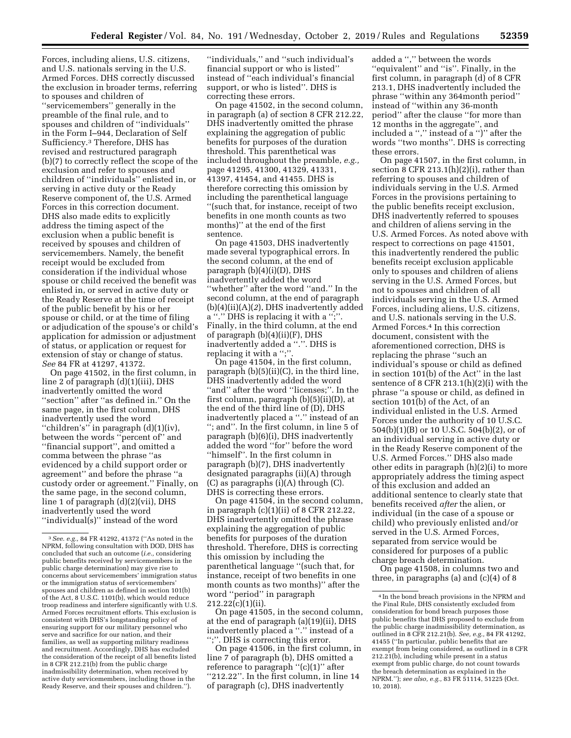Forces, including aliens, U.S. citizens, and U.S. nationals serving in the U.S. Armed Forces. DHS correctly discussed the exclusion in broader terms, referring to spouses and children of ''servicemembers'' generally in the preamble of the final rule, and to spouses and children of ''individuals'' in the Form I–944, Declaration of Self Sufficiency.[3] Therefore, DHS has revised and restructured paragraph (b)(7) to correctly reflect the scope of the exclusion and refer to spouses and children of ''individuals'' enlisted in, or serving in active duty or the Ready Reserve component of, the U.S. Armed Forces in this correction document. DHS also made edits to explicitly address the timing aspect of the exclusion when a public benefit is received by spouses and children of servicemembers. Namely, the benefit receipt would be excluded from consideration if the individual whose spouse or child received the benefit was enlisted in, or served in active duty or the Ready Reserve at the time of receipt of the public benefit by his or her spouse or child, or at the time of filing or adjudication of the spouse's or child's application for admission or adjustment of status, or application or request for extension of stay or change of status. *See* 84 FR at 41297, 41372.

On page 41502, in the first column, in line 2 of paragraph (d)(1)(iii), DHS inadvertently omitted the word ''section'' after ''as defined in.'' On the same page, in the first column, DHS inadvertently used the word ''children's'' in paragraph (d)(1)(iv), between the words ''percent of'' and ''financial support'', and omitted a comma between the phrase ''as evidenced by a child support order or agreement'' and before the phrase ''a custody order or agreement.'' Finally, on the same page, in the second column, line 1 of paragraph (d)(2)(vii), DHS inadvertently used the word ''individual(s)'' instead of the word ''individuals,'' and ''such individual's financial support or who is listed'' instead of ''each individual's financial support, or who is listed''. DHS is correcting these errors.

On page 41502, in the second column, in paragraph (a) of section 8 CFR 212.22, DHS inadvertently omitted the phrase explaining the aggregation of public benefits for purposes of the duration threshold. This parenthetical was included throughout the preamble, *e.g.,* page 41295, 41300, 41329, 41331, 41397, 41454, and 41455. DHS is therefore correcting this omission by including the parenthetical language ''(such that, for instance, receipt of two benefits in one month counts as two months)'' at the end of the first sentence.

On page 41503, DHS inadvertently made several typographical errors. In the second column, at the end of paragraph (b)(4)(i)(D), DHS inadvertently added the word ''whether'' after the word ''and.'' In the second column, at the end of paragraph (b)(4)(ii)(A)(*2*), DHS inadvertently added a ''.'' DHS is replacing it with a '';''. Finally, in the third column, at the end of paragraph (b)(4)(ii)(F), DHS inadvertently added a ''.''. DHS is replacing it with a '';''.

On page 41504, in the first column, paragraph (b)(5)(ii)(C), in the third line, DHS inadvertently added the word ''and'' after the word ''licenses;''. In the first column, paragraph (b)(5)(ii)(D), at the end of the third line of (D), DHS inadvertently placed a ''.'' instead of an ''; and''. In the first column, in line 5 of paragraph (b)(6)(i), DHS inadvertently added the word ''for'' before the word ''himself''. In the first column in paragraph (b)(7), DHS inadvertently designated paragraphs (ii)(A) through (C) as paragraphs (i)(A) through (C). DHS is correcting these errors.

On page 41504, in the second column, in paragraph (c)(1)(ii) of 8 CFR 212.22, DHS inadvertently omitted the phrase explaining the aggregation of public benefits for purposes of the duration threshold. Therefore, DHS is correcting this omission by including the parenthetical language ''(such that, for instance, receipt of two benefits in one month counts as two months)'' after the word ''period'' in paragraph 212.22(c)(1)(ii).

On page 41505, in the second column, at the end of paragraph (a)(19)(ii), DHS inadvertently placed a ''.'' instead of a '';''. DHS is correcting this error.

On page 41506, in the first column, in line 7 of paragraph (b), DHS omitted a reference to paragraph ''(c)(1)'' after ''212.22''. In the first column, in line 14 of paragraph (c), DHS inadvertently added a '','' between the words ''equivalent'' and ''is''. Finally, in the first column, in paragraph (d) of 8 CFR 213.1, DHS inadvertently included the phrase ''within any 364month period'' instead of ''within any 36-month period'' after the clause ''for more than 12 months in the aggregate'', and included a '','' instead of a '')'' after the words ''two months''. DHS is correcting these errors.

On page 41507, in the first column, in section 8 CFR 213.1(h)(2)(i), rather than referring to spouses and children of individuals serving in the U.S. Armed Forces in the provisions pertaining to the public benefits receipt exclusion, DHS inadvertently referred to spouses and children of aliens serving in the U.S. Armed Forces. As noted above with respect to corrections on page 41501, this inadvertently rendered the public benefits receipt exclusion applicable only to spouses and children of aliens serving in the U.S. Armed Forces, but not to spouses and children of all individuals serving in the U.S. Armed Forces, including aliens, U.S. citizens, and U.S. nationals serving in the U.S. Armed Forces.[4] In this correction document, consistent with the aforementioned correction, DHS is replacing the phrase ''such an individual's spouse or child as defined in section 101(b) of the Act'' in the last sentence of 8 CFR 213.1(h)(2)(i) with the phrase ''a spouse or child, as defined in section 101(b) of the Act, of an individual enlisted in the U.S. Armed Forces under the authority of 10 U.S.C. 504(b)(1)(B) or 10 U.S.C. 504(b)(2), or of an individual serving in active duty or in the Ready Reserve component of the U.S. Armed Forces.'' DHS also made other edits in paragraph (h)(2)(i) to more appropriately address the timing aspect of this exclusion and added an additional sentence to clearly state that benefits received *after* the alien, or individual (in the case of a spouse or child) who previously enlisted and/or served in the U.S. Armed Forces, separated from service would be considered for purposes of a public charge breach determination.

On page 41508, in columns two and three, in paragraphs (a) and (c)(4) of 8

---

[3] *See. e.g.,* 84 FR 41292, 41372 (''As noted in the NPRM, following consultation with DOD, DHS has concluded that such an outcome (*i.e.,* considering public benefits received by servicemembers in the public charge determination) may give rise to concerns about servicemembers' immigration status or the immigration status of servicemembers' spouses and children as defined in section 101(b) of the Act, 8 U.S.C. 1101(b), which would reduce troop readiness and interfere significantly with U.S. Armed Forces recruitment efforts. This exclusion is consistent with DHS's longstanding policy of ensuring support for our military personnel who serve and sacrifice for our nation, and their families, as well as supporting military readiness and recruitment. Accordingly, DHS has excluded the consideration of the receipt of all benefits listed in 8 CFR 212.21(b) from the public charge inadmissibility determination, when received by active duty servicemembers, including those in the Ready Reserve, and their spouses and children.'').

[4] In the bond breach provisions in the NPRM and the Final Rule, DHS consistently excluded from consideration for bond breach purposes those public benefits that DHS proposed to exclude from the public charge inadmissibility determination, as outlined in 8 CFR 212.21(b). *See, e.g.,* 84 FR 41292, 41455 (''In particular, public benefits that are exempt from being considered, as outlined in 8 CFR 212.21(b), including while present in a status exempt from public charge, do not count towards the breach determination as explained in the NPRM.''); *see also, e.g.,* 83 FR 51114, 51225 (Oct. 10, 2018).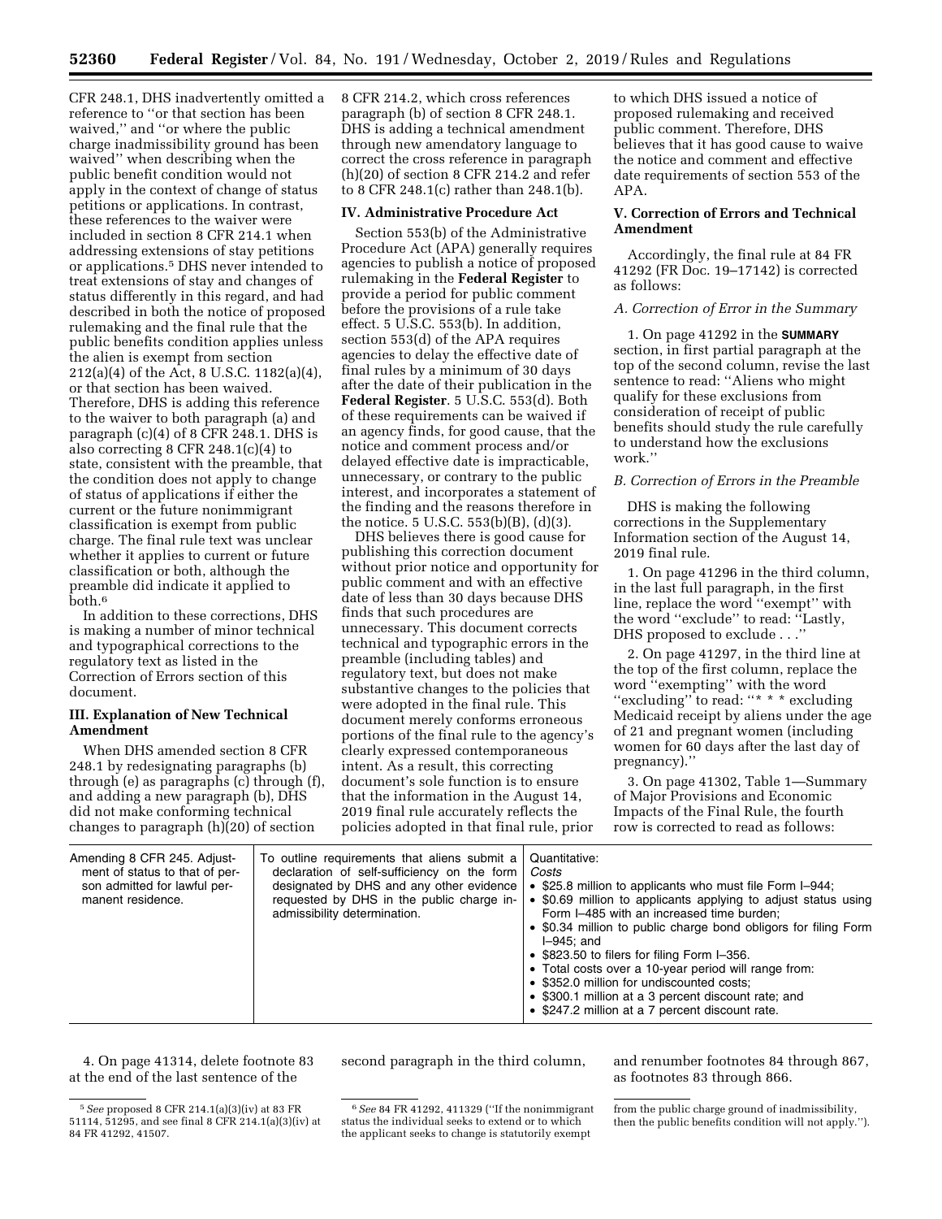CFR 248.1, DHS inadvertently omitted a reference to "or that section has been waived," and "or where the public charge inadmissibility ground has been waived" when describing when the public benefit condition would not apply in the context of change of status petitions or applications. In contrast, these references to the waiver were included in section 8 CFR 214.1 when addressing extensions of stay petitions or applications.[5] DHS never intended to treat extensions of stay and changes of status differently in this regard, and had described in both the notice of proposed rulemaking and the final rule that the public benefits condition applies unless the alien is exempt from section 212(a)(4) of the Act, 8 U.S.C. 1182(a)(4), or that section has been waived. Therefore, DHS is adding this reference to the waiver to both paragraph (a) and paragraph (c)(4) of 8 CFR 248.1. DHS is also correcting 8 CFR 248.1(c)(4) to state, consistent with the preamble, that the condition does not apply to change of status of applications if either the current or the future nonimmigrant classification is exempt from public charge. The final rule text was unclear whether it applies to current or future classification or both, although the preamble did indicate it applied to both.[6]

In addition to these corrections, DHS is making a number of minor technical and typographical corrections to the regulatory text as listed in the Correction of Errors section of this document.

## III. Explanation of New Technical Amendment

When DHS amended section 8 CFR 248.1 by redesignating paragraphs (b) through (e) as paragraphs (c) through (f), and adding a new paragraph (b), DHS did not make conforming technical changes to paragraph (h)(20) of section 8 CFR 214.2, which cross references paragraph (b) of section 8 CFR 248.1. DHS is adding a technical amendment through new amendatory language to correct the cross reference in paragraph (h)(20) of section 8 CFR 214.2 and refer to 8 CFR 248.1(c) rather than 248.1(b).

## IV. Administrative Procedure Act

Section 553(b) of the Administrative Procedure Act (APA) generally requires agencies to publish a notice of proposed rulemaking in the **Federal Register** to provide a period for public comment before the provisions of a rule take effect. 5 U.S.C. 553(b). In addition, section 553(d) of the APA requires agencies to delay the effective date of final rules by a minimum of 30 days after the date of their publication in the **Federal Register**. 5 U.S.C. 553(d). Both of these requirements can be waived if an agency finds, for good cause, that the notice and comment process and/or delayed effective date is impracticable, unnecessary, or contrary to the public interest, and incorporates a statement of the finding and the reasons therefore in the notice. 5 U.S.C. 553(b)(B), (d)(3).

DHS believes there is good cause for publishing this correction document without prior notice and opportunity for public comment and with an effective date of less than 30 days because DHS finds that such procedures are unnecessary. This document corrects technical and typographic errors in the preamble (including tables) and regulatory text, but does not make substantive changes to the policies that were adopted in the final rule. This document merely conforms erroneous portions of the final rule to the agency's clearly expressed contemporaneous intent. As a result, this correcting document's sole function is to ensure that the information in the August 14, 2019 final rule accurately reflects the policies adopted in that final rule, prior to which DHS issued a notice of proposed rulemaking and received public comment. Therefore, DHS believes that it has good cause to waive the notice and comment and effective date requirements of section 553 of the APA.

## V. Correction of Errors and Technical Amendment

Accordingly, the final rule at 84 FR 41292 (FR Doc. 19–17142) is corrected as follows:

### *A. Correction of Error in the Summary*

1. On page 41292 in the **SUMMARY** section, in first partial paragraph at the top of the second column, revise the last sentence to read: "Aliens who might qualify for these exclusions from consideration of receipt of public benefits should study the rule carefully to understand how the exclusions work."

### *B. Correction of Errors in the Preamble*

DHS is making the following corrections in the Supplementary Information section of the August 14, 2019 final rule.

1. On page 41296 in the third column, in the last full paragraph, in the first line, replace the word "exempt" with the word "exclude" to read: "Lastly, DHS proposed to exclude . . ."

2. On page 41297, in the third line at the top of the first column, replace the word "exempting" with the word "excluding" to read: "* * * excluding Medicaid receipt by aliens under the age of 21 and pregnant women (including women for 60 days after the last day of pregnancy)."

3. On page 41302, Table 1—Summary of Major Provisions and Economic Impacts of the Final Rule, the fourth row is corrected to read as follows:

| | | |
|---|---|---|
| Amending 8 CFR 245. Adjustment of status to that of person admitted for lawful permanent residence. | To outline requirements that aliens submit a declaration of self-sufficiency on the form designated by DHS and any other evidence requested by DHS in the public charge inadmissibility determination. | Quantitative:<br>*Costs*<br>• $25.8 million to applicants who must file Form I–944;<br>• $0.69 million to applicants applying to adjust status using Form I–485 with an increased time burden;<br>• $0.34 million to public charge bond obligors for filing Form I–945; and<br>• $823.50 to filers for filing Form I–356.<br>• Total costs over a 10-year period will range from:<br>• $352.0 million for undiscounted costs;<br>• $300.1 million at a 3 percent discount rate; and<br>• $247.2 million at a 7 percent discount rate. |

4. On page 41314, delete footnote 83 at the end of the last sentence of the second paragraph in the third column, and renumber footnotes 84 through 867, as footnotes 83 through 866.

---

[5] *See* proposed 8 CFR 214.1(a)(3)(iv) at 83 FR 51114, 51295, and see final 8 CFR 214.1(a)(3)(iv) at 84 FR 41292, 41507.

[6] *See* 84 FR 41292, 411329 ("If the nonimmigrant status the individual seeks to extend or to which the applicant seeks to change is statutorily exempt from the public charge ground of inadmissibility, then the public benefits condition will not apply.").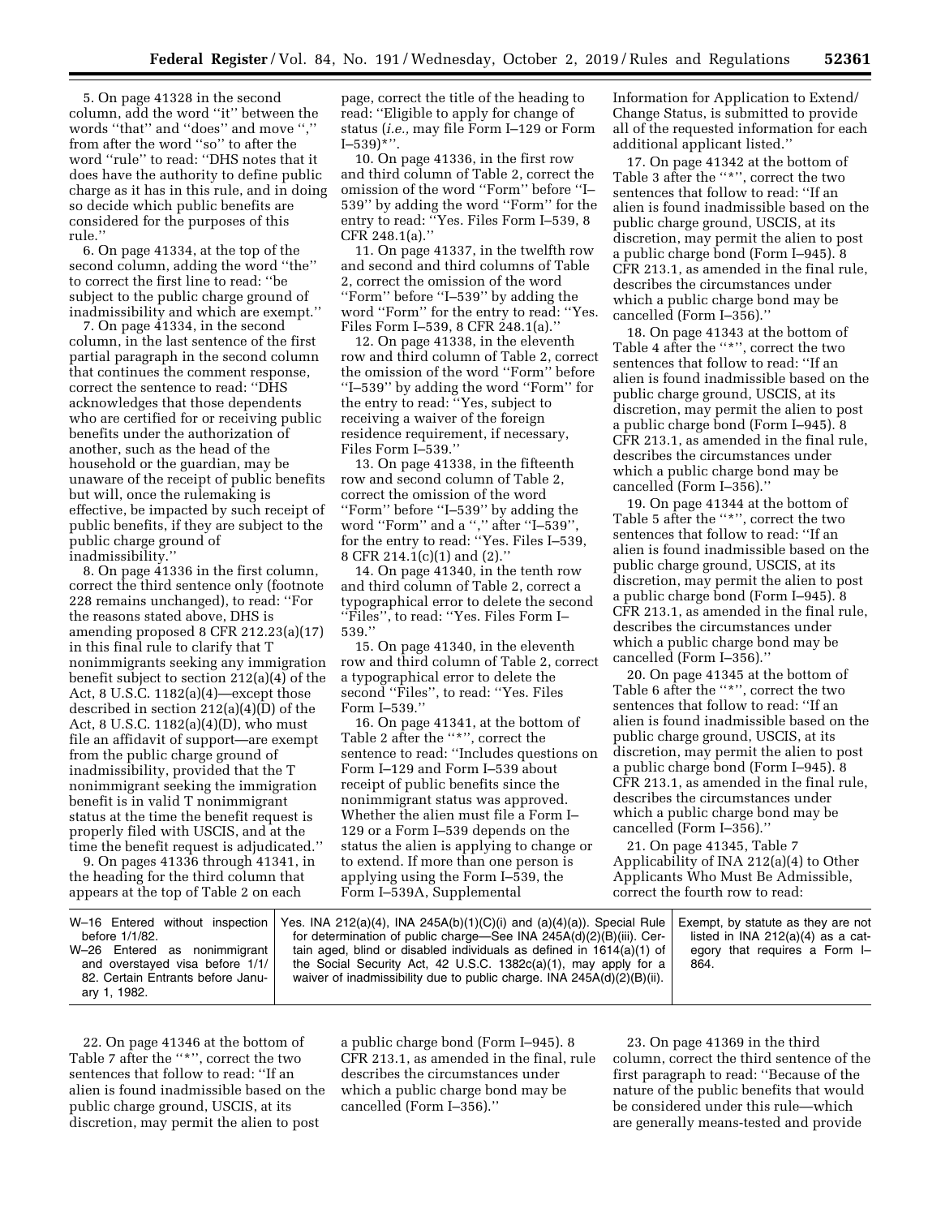5. On page 41328 in the second column, add the word ''it'' between the words ''that'' and ''does'' and move '','' from after the word ''so'' to after the word ''rule'' to read: ''DHS notes that it does have the authority to define public charge as it has in this rule, and in doing so decide which public benefits are considered for the purposes of this rule.''

6. On page 41334, at the top of the second column, adding the word ''the'' to correct the first line to read: ''be subject to the public charge ground of inadmissibility and which are exempt.''

7. On page 41334, in the second column, in the last sentence of the first partial paragraph in the second column that continues the comment response, correct the sentence to read: ''DHS acknowledges that those dependents who are certified for or receiving public benefits under the authorization of another, such as the head of the household or the guardian, may be unaware of the receipt of public benefits but will, once the rulemaking is effective, be impacted by such receipt of public benefits, if they are subject to the public charge ground of inadmissibility.''

8. On page 41336 in the first column, correct the third sentence only (footnote 228 remains unchanged), to read: ''For the reasons stated above, DHS is amending proposed 8 CFR 212.23(a)(17) in this final rule to clarify that T nonimmigrants seeking any immigration benefit subject to section 212(a)(4) of the Act, 8 U.S.C. 1182(a)(4)—except those described in section 212(a)(4)(D) of the Act, 8 U.S.C. 1182(a)(4)(D), who must file an affidavit of support—are exempt from the public charge ground of inadmissibility, provided that the T nonimmigrant seeking the immigration benefit is in valid T nonimmigrant status at the time the benefit request is properly filed with USCIS, and at the time the benefit request is adjudicated.''

9. On pages 41336 through 41341, in the heading for the third column that appears at the top of Table 2 on each page, correct the title of the heading to read: ''Eligible to apply for change of status (*i.e.,* may file Form I–129 or Form I–539)*''.

10. On page 41336, in the first row and third column of Table 2, correct the omission of the word ''Form'' before ''I–539'' by adding the word ''Form'' for the entry to read: ''Yes. Files Form I–539, 8 CFR 248.1(a).''

11. On page 41337, in the twelfth row and second and third columns of Table 2, correct the omission of the word ''Form'' before ''I–539'' by adding the word ''Form'' for the entry to read: ''Yes. Files Form I–539, 8 CFR 248.1(a).''

12. On page 41338, in the eleventh row and third column of Table 2, correct the omission of the word ''Form'' before ''I–539'' by adding the word ''Form'' for the entry to read: ''Yes, subject to receiving a waiver of the foreign residence requirement, if necessary, Files Form I–539.''

13. On page 41338, in the fifteenth row and second column of Table 2, correct the omission of the word ''Form'' before ''I–539'' by adding the word ''Form'' and a '','' after ''I–539'', for the entry to read: ''Yes. Files I–539, 8 CFR 214.1(c)(1) and (2).''

14. On page 41340, in the tenth row and third column of Table 2, correct a typographical error to delete the second ''Files'', to read: ''Yes. Files Form I–539.''

15. On page 41340, in the eleventh row and third column of Table 2, correct a typographical error to delete the second ''Files'', to read: ''Yes. Files Form I–539.''

16. On page 41341, at the bottom of Table 2 after the ''*'', correct the sentence to read: ''Includes questions on Form I–129 and Form I–539 about receipt of public benefits since the nonimmigrant status was approved. Whether the alien must file a Form I–129 or a Form I–539 depends on the status the alien is applying to change or to extend. If more than one person is applying using the Form I–539, the Form I–539A, Supplemental Information for Application to Extend/Change Status, is submitted to provide all of the requested information for each additional applicant listed.''

17. On page 41342 at the bottom of Table 3 after the ''*'', correct the two sentences that follow to read: ''If an alien is found inadmissible based on the public charge ground, USCIS, at its discretion, may permit the alien to post a public charge bond (Form I–945). 8 CFR 213.1, as amended in the final rule, describes the circumstances under which a public charge bond may be cancelled (Form I–356).''

18. On page 41343 at the bottom of Table 4 after the ''*'', correct the two sentences that follow to read: ''If an alien is found inadmissible based on the public charge ground, USCIS, at its discretion, may permit the alien to post a public charge bond (Form I–945). 8 CFR 213.1, as amended in the final rule, describes the circumstances under which a public charge bond may be cancelled (Form I–356).''

19. On page 41344 at the bottom of Table 5 after the ''*'', correct the two sentences that follow to read: ''If an alien is found inadmissible based on the public charge ground, USCIS, at its discretion, may permit the alien to post a public charge bond (Form I–945). 8 CFR 213.1, as amended in the final rule, describes the circumstances under which a public charge bond may be cancelled (Form I–356).''

20. On page 41345 at the bottom of Table 6 after the ''*'', correct the two sentences that follow to read: ''If an alien is found inadmissible based on the public charge ground, USCIS, at its discretion, may permit the alien to post a public charge bond (Form I–945). 8 CFR 213.1, as amended in the final rule, describes the circumstances under which a public charge bond may be cancelled (Form I–356).''

21. On page 41345, Table 7 Applicability of INA 212(a)(4) to Other Applicants Who Must Be Admissible, correct the fourth row to read:

| | | |
|---|---|---|
| W–16 Entered without inspection before 1/1/82.<br>W–26 Entered as nonimmigrant and overstayed visa before 1/1/82. Certain Entrants before January 1, 1982. | Yes. INA 212(a)(4), INA 245A(b)(1)(C)(i) and (a)(4)(a)). Special Rule for determination of public charge—See INA 245A(d)(2)(B)(iii). Certain aged, blind or disabled individuals as defined in 1614(a)(1) of the Social Security Act, 42 U.S.C. 1382c(a)(1), may apply for a waiver of inadmissibility due to public charge. INA 245A(d)(2)(B)(ii). | Exempt, by statute as they are not listed in INA 212(a)(4) as a category that requires a Form I–864. |

22. On page 41346 at the bottom of Table 7 after the ''*'', correct the two sentences that follow to read: ''If an alien is found inadmissible based on the public charge ground, USCIS, at its discretion, may permit the alien to post a public charge bond (Form I–945). 8 CFR 213.1, as amended in the final, rule describes the circumstances under which a public charge bond may be cancelled (Form I–356).''

23. On page 41369 in the third column, correct the third sentence of the first paragraph to read: ''Because of the nature of the public benefits that would be considered under this rule—which are generally means-tested and provide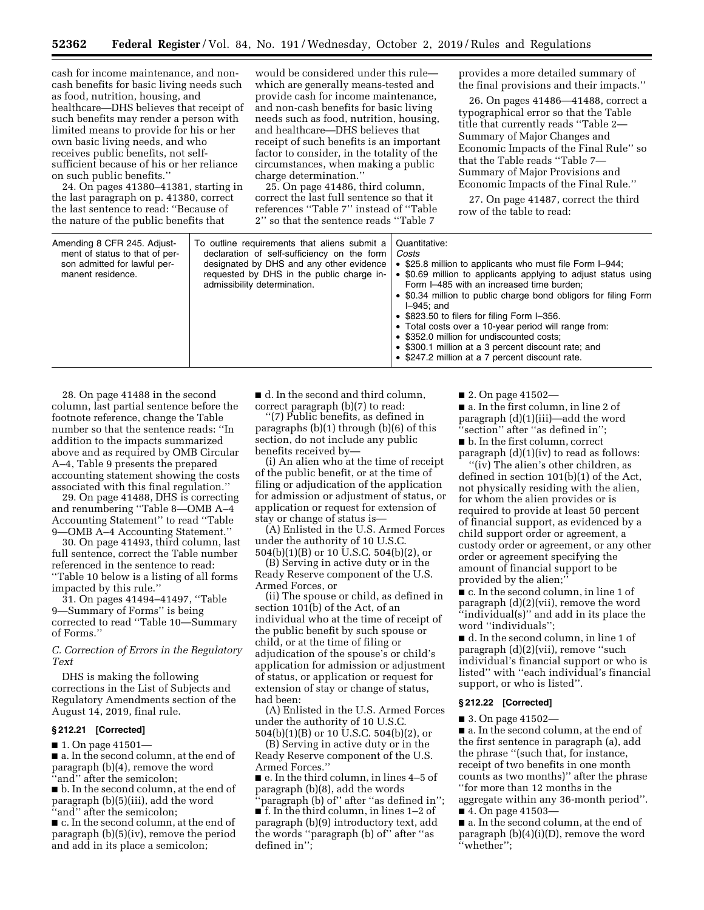cash for income maintenance, and non-cash benefits for basic living needs such as food, nutrition, housing, and healthcare—DHS believes that receipt of such benefits may render a person with limited means to provide for his or her own basic living needs, and who receives public benefits, not self-sufficient because of his or her reliance on such public benefits.''

24. On pages 41380–41381, starting in the last paragraph on p. 41380, correct the last sentence to read: ''Because of the nature of the public benefits that would be considered under this rule—which are generally means-tested and provide cash for income maintenance, and non-cash benefits for basic living needs such as food, nutrition, housing, and healthcare—DHS believes that receipt of such benefits is an important factor to consider, in the totality of the circumstances, when making a public charge determination.''

25. On page 41486, third column, correct the last full sentence so that it references ''Table 7'' instead of ''Table 2'' so that the sentence reads ''Table 7 provides a more detailed summary of the final provisions and their impacts.''

26. On pages 41486—41488, correct a typographical error so that the Table title that currently reads ''Table 2—Summary of Major Changes and Economic Impacts of the Final Rule'' so that the Table reads ''Table 7—Summary of Major Provisions and Economic Impacts of the Final Rule.''

27. On page 41487, correct the third row of the table to read:

| | | |
|---|---|---|
| Amending 8 CFR 245. Adjustment of status to that of person admitted for lawful permanent residence. | To outline requirements that aliens submit a declaration of self-sufficiency on the form designated by DHS and any other evidence requested by DHS in the public charge inadmissibility determination. | Quantitative:<br>*Costs*<br>• $25.8 million to applicants who must file Form I–944;<br>• $0.69 million to applicants applying to adjust status using Form I–485 with an increased time burden;<br>• $0.34 million to public charge bond obligors for filing Form I–945; and<br>• $823.50 to filers for filing Form I–356.<br>• Total costs over a 10-year period will range from:<br>• $352.0 million for undiscounted costs;<br>• $300.1 million at a 3 percent discount rate; and<br>• $247.2 million at a 7 percent discount rate. |

28. On page 41488 in the second column, last partial sentence before the footnote reference, change the Table number so that the sentence reads: ''In addition to the impacts summarized above and as required by OMB Circular A–4, Table 9 presents the prepared accounting statement showing the costs associated with this final regulation.''

29. On page 41488, DHS is correcting and renumbering ''Table 8—OMB A–4 Accounting Statement'' to read ''Table 9—OMB A–4 Accounting Statement.''

30. On page 41493, third column, last full sentence, correct the Table number referenced in the sentence to read: ''Table 10 below is a listing of all forms impacted by this rule.''

31. On pages 41494–41497, ''Table 9—Summary of Forms'' is being corrected to read ''Table 10—Summary of Forms.''

### *C. Correction of Errors in the Regulatory Text*

DHS is making the following corrections in the List of Subjects and Regulatory Amendments section of the August 14, 2019, final rule.

#### § 212.21 [Corrected]

■ 1. On page 41501—

■ a. In the second column, at the end of paragraph (b)(4), remove the word ''and'' after the semicolon;

■ b. In the second column, at the end of paragraph (b)(5)(iii), add the word ''and'' after the semicolon;

■ c. In the second column, at the end of paragraph (b)(5)(iv), remove the period and add in its place a semicolon;

■ d. In the second and third column, correct paragraph (b)(7) to read:

''(7) Public benefits, as defined in paragraphs (b)(1) through (b)(6) of this section, do not include any public benefits received by—

(i) An alien who at the time of receipt of the public benefit, or at the time of filing or adjudication of the application for admission or adjustment of status, or application or request for extension of stay or change of status is—

(A) Enlisted in the U.S. Armed Forces under the authority of 10 U.S.C. 504(b)(1)(B) or 10 U.S.C. 504(b)(2), or

(B) Serving in active duty or in the Ready Reserve component of the U.S. Armed Forces, or

(ii) The spouse or child, as defined in section 101(b) of the Act, of an individual who at the time of receipt of the public benefit by such spouse or child, or at the time of filing or adjudication of the spouse's or child's application for admission or adjustment of status, or application or request for extension of stay or change of status, had been:

(A) Enlisted in the U.S. Armed Forces under the authority of 10 U.S.C. 504(b)(1)(B) or 10 U.S.C. 504(b)(2), or

(B) Serving in active duty or in the Ready Reserve component of the U.S. Armed Forces.''

■ e. In the third column, in lines 4–5 of paragraph (b)(8), add the words ''paragraph (b) of'' after ''as defined in'';

■ f. In the third column, in lines 1–2 of paragraph (b)(9) introductory text, add the words ''paragraph (b) of'' after ''as defined in'';

■ 2. On page 41502—

■ a. In the first column, in line 2 of paragraph (d)(1)(iii)—add the word ''section'' after ''as defined in'';

■ b. In the first column, correct paragraph (d)(1)(iv) to read as follows:

''(iv) The alien's other children, as defined in section 101(b)(1) of the Act, not physically residing with the alien, for whom the alien provides or is required to provide at least 50 percent of financial support, as evidenced by a child support order or agreement, a custody order or agreement, or any other order or agreement specifying the amount of financial support to be provided by the alien;''

■ c. In the second column, in line 1 of paragraph (d)(2)(vii), remove the word ''individual(s)'' and add in its place the word ''individuals'';

■ d. In the second column, in line 1 of paragraph (d)(2)(vii), remove ''such individual's financial support or who is listed'' with ''each individual's financial support, or who is listed''.

#### § 212.22 [Corrected]

■ 3. On page 41502—

■ a. In the second column, at the end of the first sentence in paragraph (a), add the phrase ''(such that, for instance, receipt of two benefits in one month counts as two months)'' after the phrase ''for more than 12 months in the aggregate within any 36-month period''.

■ 4. On page 41503—

■ a. In the second column, at the end of paragraph (b)(4)(i)(D), remove the word ''whether'';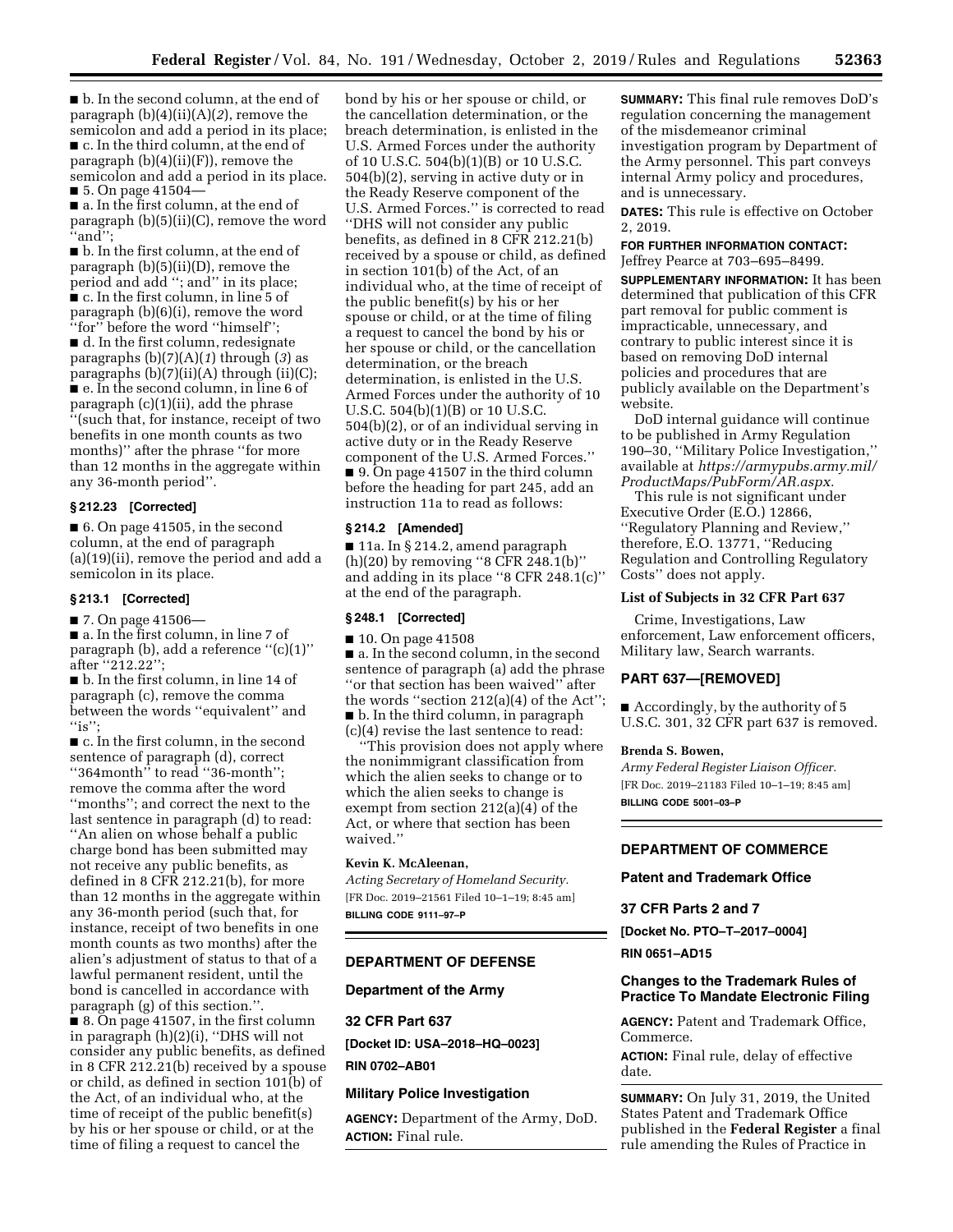■ b. In the second column, at the end of paragraph (b)(4)(ii)(A)(*2*), remove the semicolon and add a period in its place;

■ c. In the third column, at the end of paragraph (b)(4)(ii)(F)), remove the semicolon and add a period in its place.

■ 5. On page 41504—

■ a. In the first column, at the end of paragraph (b)(5)(ii)(C), remove the word "and";

■ b. In the first column, at the end of paragraph (b)(5)(ii)(D), remove the period and add "; and" in its place;

■ c. In the first column, in line 5 of paragraph (b)(6)(i), remove the word "for" before the word "himself";

■ d. In the first column, redesignate paragraphs (b)(7)(A)(*1*) through (*3*) as paragraphs (b)(7)(ii)(A) through (ii)(C);

■ e. In the second column, in line 6 of paragraph (c)(1)(ii), add the phrase "(such that, for instance, receipt of two benefits in one month counts as two months)" after the phrase "for more than 12 months in the aggregate within any 36-month period".

### § 212.23 [Corrected]

■ 6. On page 41505, in the second column, at the end of paragraph (a)(19)(ii), remove the period and add a semicolon in its place.

### § 213.1 [Corrected]

■ 7. On page 41506—

■ a. In the first column, in line 7 of paragraph (b), add a reference "(c)(1)" after "212.22";

■ b. In the first column, in line 14 of paragraph (c), remove the comma between the words "equivalent" and "is";

■ c. In the first column, in the second sentence of paragraph (d), correct "364month" to read "36-month"; remove the comma after the word "months"; and correct the next to the last sentence in paragraph (d) to read: "An alien on whose behalf a public charge bond has been submitted may not receive any public benefits, as defined in 8 CFR 212.21(b), for more than 12 months in the aggregate within any 36-month period (such that, for instance, receipt of two benefits in one month counts as two months) after the alien's adjustment of status to that of a lawful permanent resident, until the bond is cancelled in accordance with paragraph (g) of this section.".

■ 8. On page 41507, in the first column in paragraph (h)(2)(i), "DHS will not consider any public benefits, as defined in 8 CFR 212.21(b) received by a spouse or child, as defined in section 101(b) of the Act, of an individual who, at the time of receipt of the public benefit(s) by his or her spouse or child, or at the time of filing a request to cancel the bond by his or her spouse or child, or the cancellation determination, or the breach determination, is enlisted in the U.S. Armed Forces under the authority of 10 U.S.C. 504(b)(1)(B) or 10 U.S.C. 504(b)(2), serving in active duty or in the Ready Reserve component of the U.S. Armed Forces." is corrected to read "DHS will not consider any public benefits, as defined in 8 CFR 212.21(b) received by a spouse or child, as defined in section 101(b) of the Act, of an individual who, at the time of receipt of the public benefit(s) by his or her spouse or child, or at the time of filing a request to cancel the bond by his or her spouse or child, or the cancellation determination, or the breach determination, is enlisted in the U.S. Armed Forces under the authority of 10 U.S.C. 504(b)(1)(B) or 10 U.S.C. 504(b)(2), or of an individual serving in active duty or in the Ready Reserve component of the U.S. Armed Forces."

■ 9. On page 41507 in the third column before the heading for part 245, add an instruction 11a to read as follows:

### § 214.2 [Amended]

■ 11a. In § 214.2, amend paragraph (h)(20) by removing "8 CFR 248.1(b)" and adding in its place "8 CFR 248.1(c)" at the end of the paragraph.

### § 248.1 [Corrected]

■ 10. On page 41508

■ a. In the second column, in the second sentence of paragraph (a) add the phrase "or that section has been waived" after the words "section 212(a)(4) of the Act";

■ b. In the third column, in paragraph (c)(4) revise the last sentence to read:

"This provision does not apply where the nonimmigrant classification from which the alien seeks to change or to which the alien seeks to change is exempt from section 212(a)(4) of the Act, or where that section has been waived."

**Kevin K. McAleenan,**

*Acting Secretary of Homeland Security.*

[FR Doc. 2019–21561 Filed 10–1–19; 8:45 am]

**BILLING CODE 9111–97–P**

---

## DEPARTMENT OF DEFENSE

### Department of the Army

### 32 CFR Part 637

**[Docket ID: USA–2018–HQ–0023]**

**RIN 0702–AB01**

### Military Police Investigation

**AGENCY:** Department of the Army, DoD.

**ACTION:** Final rule.

---

**SUMMARY:** This final rule removes DoD's regulation concerning the management of the misdemeanor criminal investigation program by Department of the Army personnel. This part conveys internal Army policy and procedures, and is unnecessary.

**DATES:** This rule is effective on October 2, 2019.

**FOR FURTHER INFORMATION CONTACT:** Jeffrey Pearce at 703–695–8499.

**SUPPLEMENTARY INFORMATION:** It has been determined that publication of this CFR part removal for public comment is impracticable, unnecessary, and contrary to public interest since it is based on removing DoD internal policies and procedures that are publicly available on the Department's website.

DoD internal guidance will continue to be published in Army Regulation 190–30, "Military Police Investigation," available at *https://armypubs.army.mil/ProductMaps/PubForm/AR.aspx.*

This rule is not significant under Executive Order (E.O.) 12866, "Regulatory Planning and Review," therefore, E.O. 13771, "Reducing Regulation and Controlling Regulatory Costs" does not apply.

### List of Subjects in 32 CFR Part 637

Crime, Investigations, Law enforcement, Law enforcement officers, Military law, Search warrants.

### PART 637—[REMOVED]

■ Accordingly, by the authority of 5 U.S.C. 301, 32 CFR part 637 is removed.

**Brenda S. Bowen,**

*Army Federal Register Liaison Officer.*

[FR Doc. 2019–21183 Filed 10–1–19; 8:45 am]

**BILLING CODE 5001–03–P**

---

## DEPARTMENT OF COMMERCE

### Patent and Trademark Office

### 37 CFR Parts 2 and 7

**[Docket No. PTO–T–2017–0004]**

**RIN 0651–AD15**

### Changes to the Trademark Rules of Practice To Mandate Electronic Filing

**AGENCY:** Patent and Trademark Office, Commerce.

**ACTION:** Final rule, delay of effective date.

---

**SUMMARY:** On July 31, 2019, the United States Patent and Trademark Office published in the **Federal Register** a final rule amending the Rules of Practice in